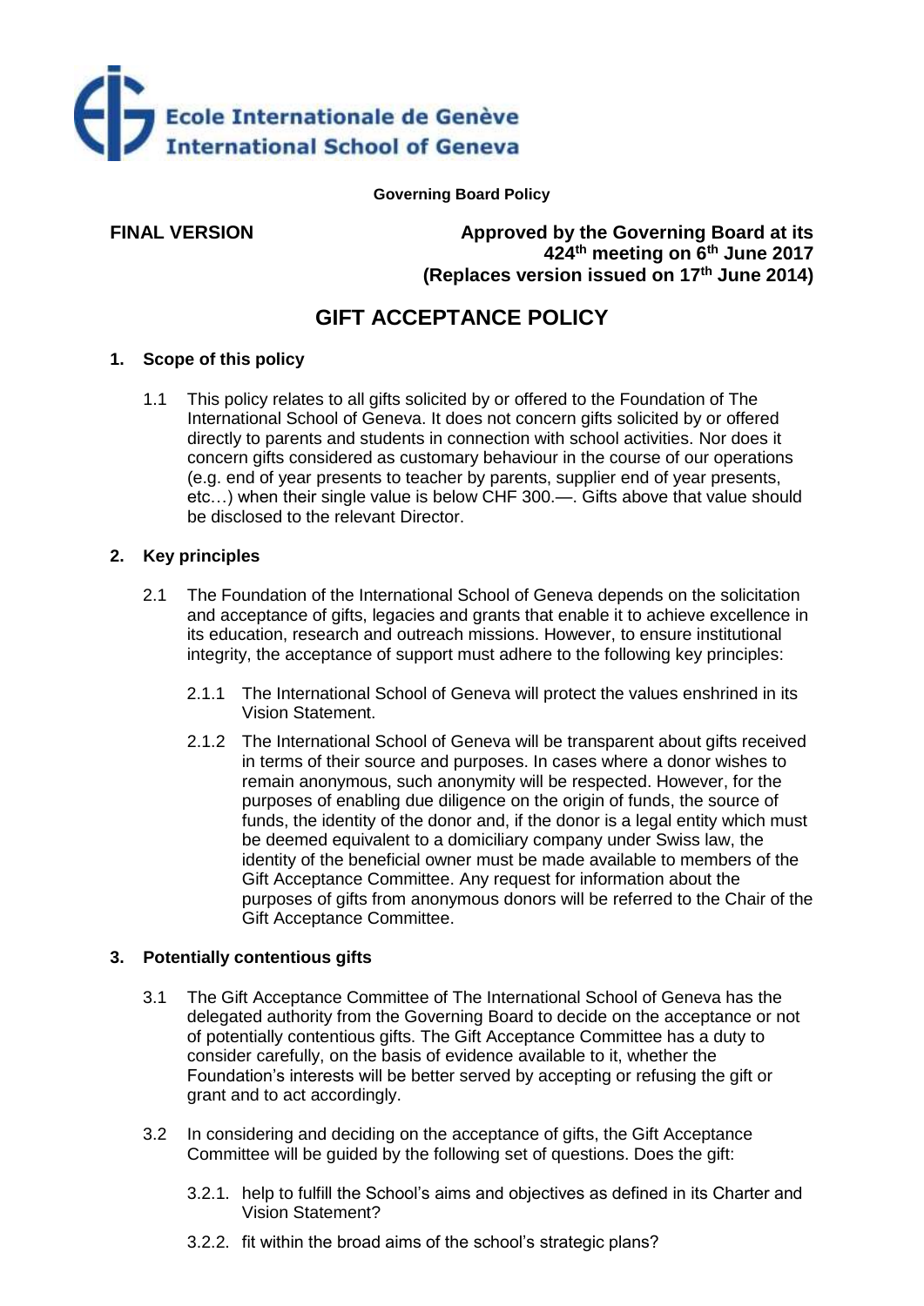Ecole Internationale de Genève
International School of Geneva

**Governing Board Policy**

**FINAL VERSION**

**Approved by the Governing Board at its 424th meeting on 6th June 2017**
**(Replaces version issued on 17th June 2014)**

# GIFT ACCEPTANCE POLICY

## 1. Scope of this policy

1.1 This policy relates to all gifts solicited by or offered to the Foundation of The International School of Geneva. It does not concern gifts solicited by or offered directly to parents and students in connection with school activities. Nor does it concern gifts considered as customary behaviour in the course of our operations (e.g. end of year presents to teacher by parents, supplier end of year presents, etc…) when their single value is below CHF 300.—. Gifts above that value should be disclosed to the relevant Director.

## 2. Key principles

2.1 The Foundation of the International School of Geneva depends on the solicitation and acceptance of gifts, legacies and grants that enable it to achieve excellence in its education, research and outreach missions. However, to ensure institutional integrity, the acceptance of support must adhere to the following key principles:

2.1.1 The International School of Geneva will protect the values enshrined in its Vision Statement.

2.1.2 The International School of Geneva will be transparent about gifts received in terms of their source and purposes. In cases where a donor wishes to remain anonymous, such anonymity will be respected. However, for the purposes of enabling due diligence on the origin of funds, the source of funds, the identity of the donor and, if the donor is a legal entity which must be deemed equivalent to a domiciliary company under Swiss law, the identity of the beneficial owner must be made available to members of the Gift Acceptance Committee. Any request for information about the purposes of gifts from anonymous donors will be referred to the Chair of the Gift Acceptance Committee.

## 3. Potentially contentious gifts

3.1 The Gift Acceptance Committee of The International School of Geneva has the delegated authority from the Governing Board to decide on the acceptance or not of potentially contentious gifts. The Gift Acceptance Committee has a duty to consider carefully, on the basis of evidence available to it, whether the Foundation's interests will be better served by accepting or refusing the gift or grant and to act accordingly.

3.2 In considering and deciding on the acceptance of gifts, the Gift Acceptance Committee will be guided by the following set of questions. Does the gift:

3.2.1. help to fulfill the School's aims and objectives as defined in its Charter and Vision Statement?

3.2.2. fit within the broad aims of the school's strategic plans?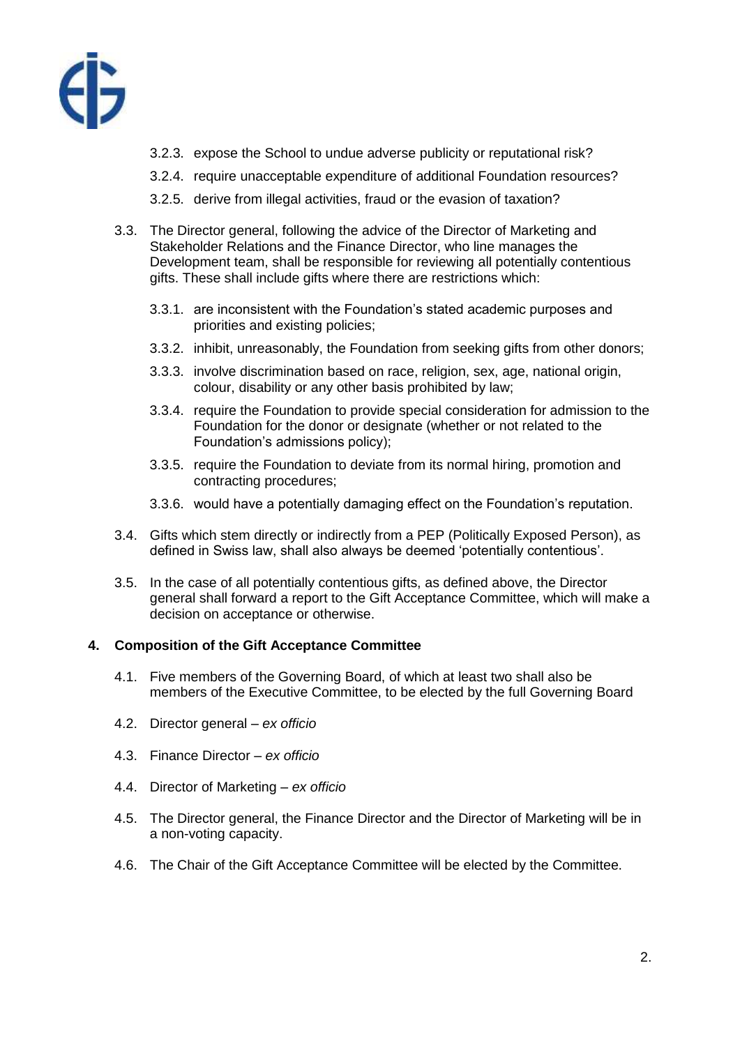3.2.3. expose the School to undue adverse publicity or reputational risk?

3.2.4. require unacceptable expenditure of additional Foundation resources?

3.2.5. derive from illegal activities, fraud or the evasion of taxation?

3.3. The Director general, following the advice of the Director of Marketing and Stakeholder Relations and the Finance Director, who line manages the Development team, shall be responsible for reviewing all potentially contentious gifts. These shall include gifts where there are restrictions which:

3.3.1. are inconsistent with the Foundation's stated academic purposes and priorities and existing policies;

3.3.2. inhibit, unreasonably, the Foundation from seeking gifts from other donors;

3.3.3. involve discrimination based on race, religion, sex, age, national origin, colour, disability or any other basis prohibited by law;

3.3.4. require the Foundation to provide special consideration for admission to the Foundation for the donor or designate (whether or not related to the Foundation's admissions policy);

3.3.5. require the Foundation to deviate from its normal hiring, promotion and contracting procedures;

3.3.6. would have a potentially damaging effect on the Foundation's reputation.

3.4. Gifts which stem directly or indirectly from a PEP (Politically Exposed Person), as defined in Swiss law, shall also always be deemed 'potentially contentious'.

3.5. In the case of all potentially contentious gifts, as defined above, the Director general shall forward a report to the Gift Acceptance Committee, which will make a decision on acceptance or otherwise.

## 4. Composition of the Gift Acceptance Committee

4.1. Five members of the Governing Board, of which at least two shall also be members of the Executive Committee, to be elected by the full Governing Board

4.2. Director general – *ex officio*

4.3. Finance Director – *ex officio*

4.4. Director of Marketing – *ex officio*

4.5. The Director general, the Finance Director and the Director of Marketing will be in a non-voting capacity.

4.6. The Chair of the Gift Acceptance Committee will be elected by the Committee.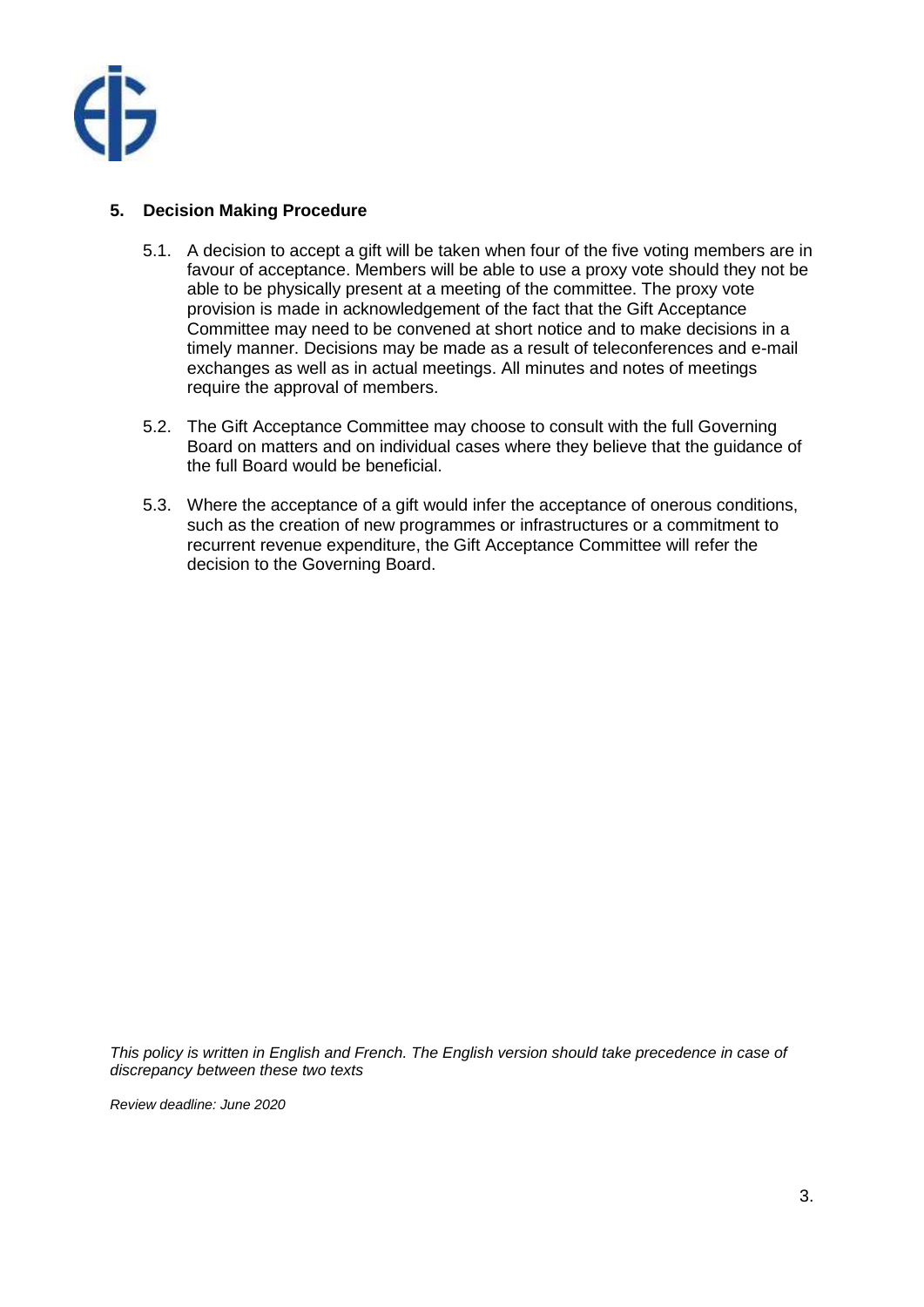## 5. Decision Making Procedure

5.1. A decision to accept a gift will be taken when four of the five voting members are in favour of acceptance. Members will be able to use a proxy vote should they not be able to be physically present at a meeting of the committee. The proxy vote provision is made in acknowledgement of the fact that the Gift Acceptance Committee may need to be convened at short notice and to make decisions in a timely manner. Decisions may be made as a result of teleconferences and e-mail exchanges as well as in actual meetings. All minutes and notes of meetings require the approval of members.

5.2. The Gift Acceptance Committee may choose to consult with the full Governing Board on matters and on individual cases where they believe that the guidance of the full Board would be beneficial.

5.3. Where the acceptance of a gift would infer the acceptance of onerous conditions, such as the creation of new programmes or infrastructures or a commitment to recurrent revenue expenditure, the Gift Acceptance Committee will refer the decision to the Governing Board.

*This policy is written in English and French. The English version should take precedence in case of discrepancy between these two texts*

*Review deadline: June 2020*